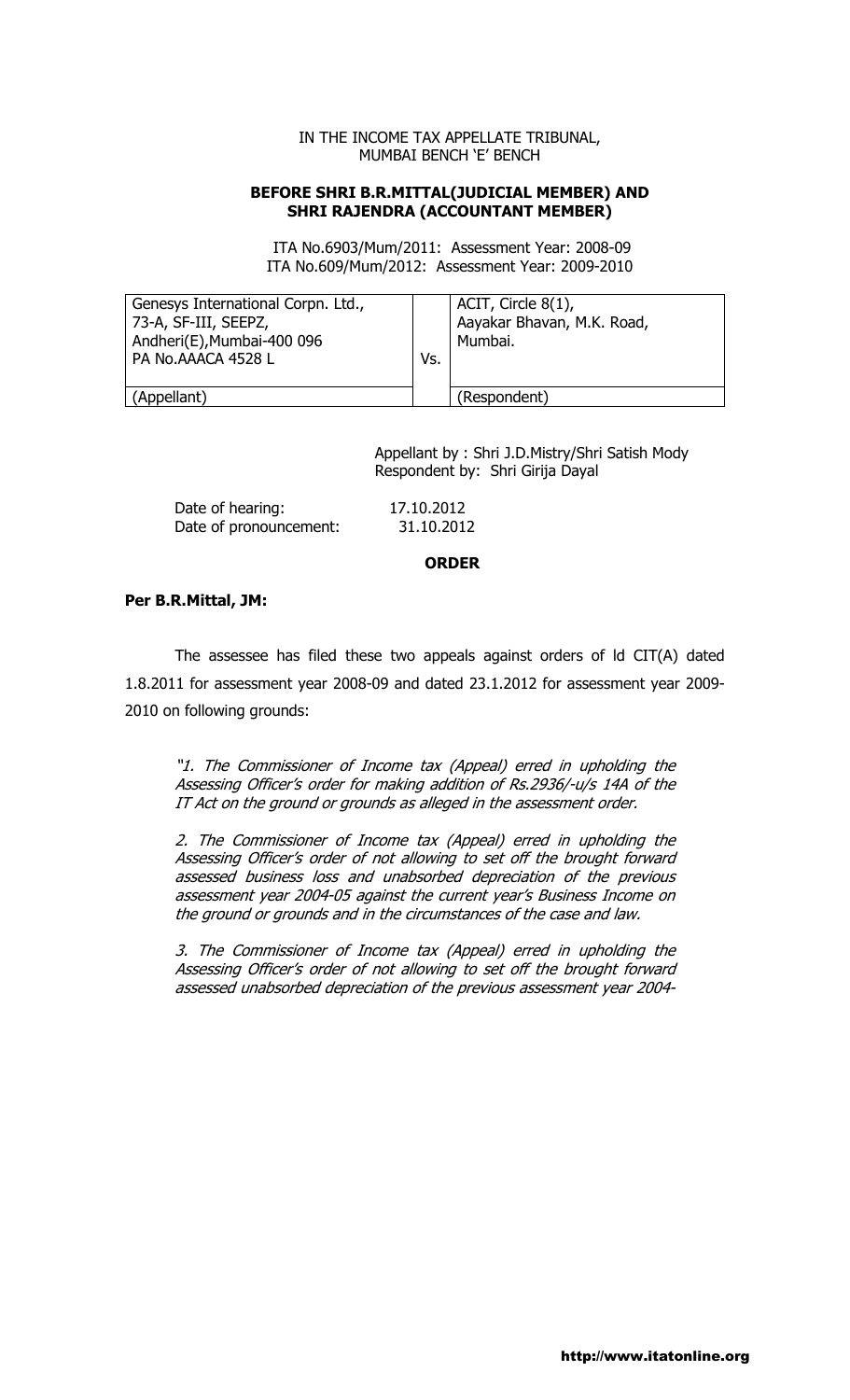IN THE INCOME TAX APPELLATE TRIBUNAL,
MUMBAI BENCH 'E' BENCH

**BEFORE SHRI B.R.MITTAL(JUDICIAL MEMBER) AND SHRI RAJENDRA (ACCOUNTANT MEMBER)**

ITA No.6903/Mum/2011: Assessment Year: 2008-09
ITA No.609/Mum/2012: Assessment Year: 2009-2010

| Genesys International Corpn. Ltd., 73-A, SF-III, SEEPZ, Andheri(E),Mumbai-400 096 PA No.AAACA 4528 L | Vs. | ACIT, Circle 8(1), Aayakar Bhavan, M.K. Road, Mumbai. |
|---|---|---|
| (Appellant) | | (Respondent) |

Appellant by : Shri J.D.Mistry/Shri Satish Mody
Respondent by: Shri Girija Dayal

Date of hearing: 17.10.2012
Date of pronouncement: 31.10.2012

**ORDER**

**Per B.R.Mittal, JM:**

The assessee has filed these two appeals against orders of ld CIT(A) dated 1.8.2011 for assessment year 2008-09 and dated 23.1.2012 for assessment year 2009-2010 on following grounds:

*"1. The Commissioner of Income tax (Appeal) erred in upholding the Assessing Officer's order for making addition of Rs.2936/-u/s 14A of the IT Act on the ground or grounds as alleged in the assessment order.*

*2. The Commissioner of Income tax (Appeal) erred in upholding the Assessing Officer's order of not allowing to set off the brought forward assessed business loss and unabsorbed depreciation of the previous assessment year 2004-05 against the current year's Business Income on the ground or grounds and in the circumstances of the case and law.*

*3. The Commissioner of Income tax (Appeal) erred in upholding the Assessing Officer's order of not allowing to set off the brought forward assessed unabsorbed depreciation of the previous assessment year 2004-*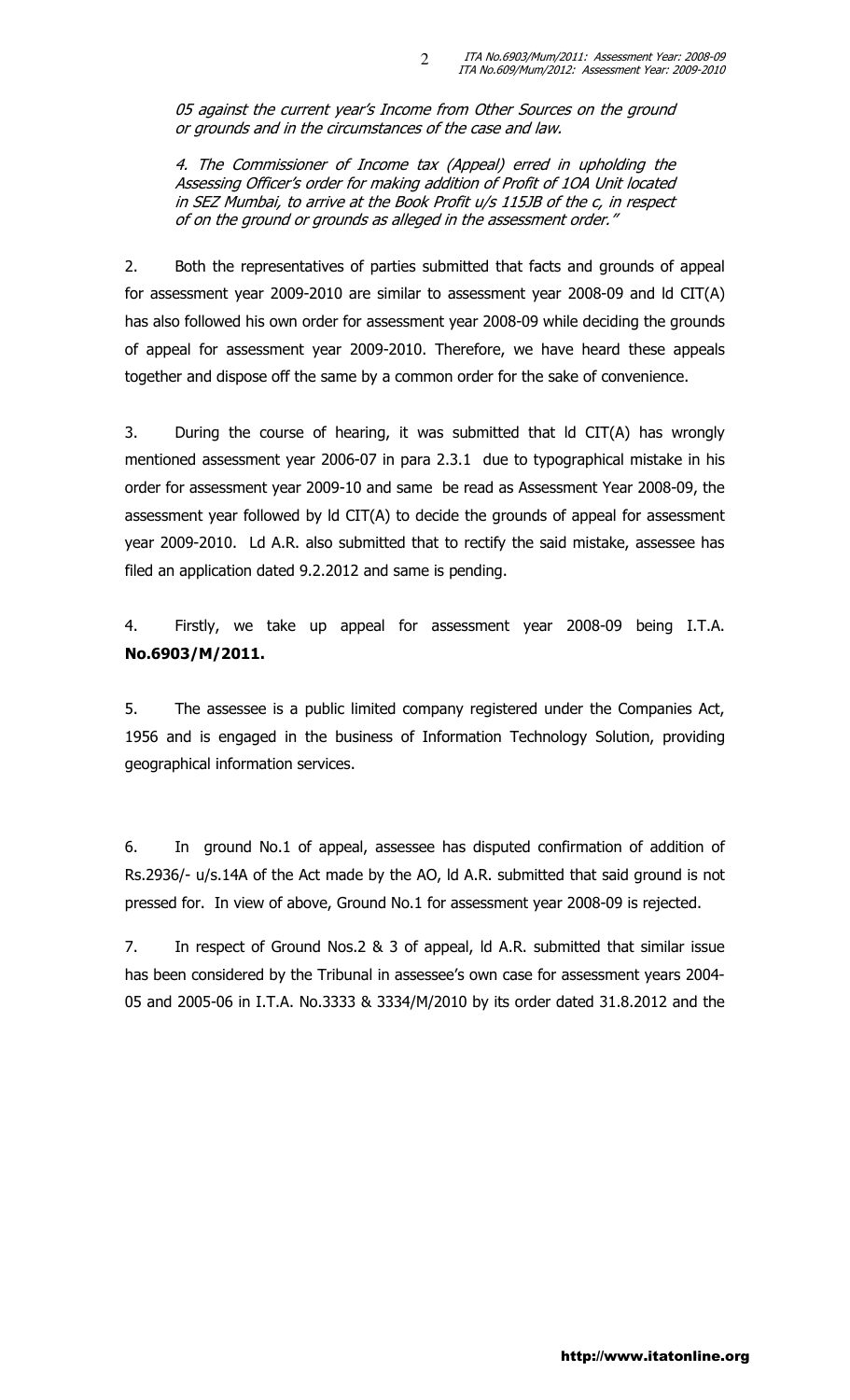*05 against the current year's Income from Other Sources on the ground or grounds and in the circumstances of the case and law.*

*4. The Commissioner of Income tax (Appeal) erred in upholding the Assessing Officer's order for making addition of Profit of 1OA Unit located in SEZ Mumbai, to arrive at the Book Profit u/s 115JB of the c, in respect of on the ground or grounds as alleged in the assessment order."*

2. Both the representatives of parties submitted that facts and grounds of appeal for assessment year 2009-2010 are similar to assessment year 2008-09 and ld CIT(A) has also followed his own order for assessment year 2008-09 while deciding the grounds of appeal for assessment year 2009-2010. Therefore, we have heard these appeals together and dispose off the same by a common order for the sake of convenience.

3. During the course of hearing, it was submitted that ld CIT(A) has wrongly mentioned assessment year 2006-07 in para 2.3.1 due to typographical mistake in his order for assessment year 2009-10 and same be read as Assessment Year 2008-09, the assessment year followed by ld CIT(A) to decide the grounds of appeal for assessment year 2009-2010. Ld A.R. also submitted that to rectify the said mistake, assessee has filed an application dated 9.2.2012 and same is pending.

4. Firstly, we take up appeal for assessment year 2008-09 being I.T.A. **No.6903/M/2011.**

5. The assessee is a public limited company registered under the Companies Act, 1956 and is engaged in the business of Information Technology Solution, providing geographical information services.

6. In ground No.1 of appeal, assessee has disputed confirmation of addition of Rs.2936/- u/s.14A of the Act made by the AO, ld A.R. submitted that said ground is not pressed for. In view of above, Ground No.1 for assessment year 2008-09 is rejected.

7. In respect of Ground Nos.2 & 3 of appeal, ld A.R. submitted that similar issue has been considered by the Tribunal in assessee's own case for assessment years 2004-05 and 2005-06 in I.T.A. No.3333 & 3334/M/2010 by its order dated 31.8.2012 and the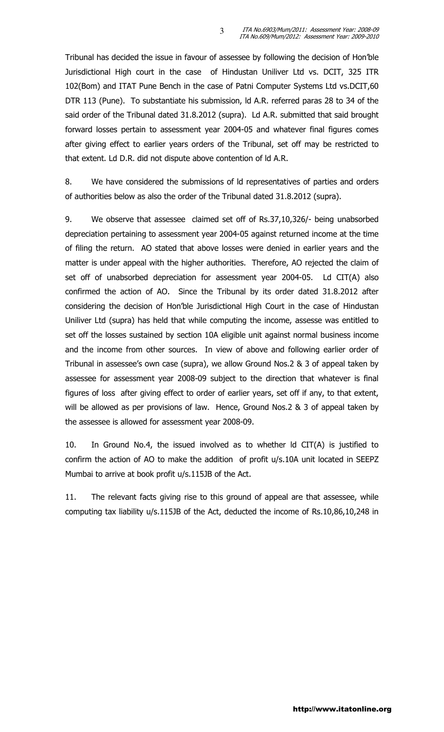Tribunal has decided the issue in favour of assessee by following the decision of Hon'ble Jurisdictional High court in the case of Hindustan Uniliver Ltd vs. DCIT, 325 ITR 102(Bom) and ITAT Pune Bench in the case of Patni Computer Systems Ltd vs.DCIT,60 DTR 113 (Pune). To substantiate his submission, ld A.R. referred paras 28 to 34 of the said order of the Tribunal dated 31.8.2012 (supra). Ld A.R. submitted that said brought forward losses pertain to assessment year 2004-05 and whatever final figures comes after giving effect to earlier years orders of the Tribunal, set off may be restricted to that extent. Ld D.R. did not dispute above contention of ld A.R.

8. We have considered the submissions of ld representatives of parties and orders of authorities below as also the order of the Tribunal dated 31.8.2012 (supra).

9. We observe that assessee claimed set off of Rs.37,10,326/- being unabsorbed depreciation pertaining to assessment year 2004-05 against returned income at the time of filing the return. AO stated that above losses were denied in earlier years and the matter is under appeal with the higher authorities. Therefore, AO rejected the claim of set off of unabsorbed depreciation for assessment year 2004-05. Ld CIT(A) also confirmed the action of AO. Since the Tribunal by its order dated 31.8.2012 after considering the decision of Hon'ble Jurisdictional High Court in the case of Hindustan Uniliver Ltd (supra) has held that while computing the income, assese was entitled to set off the losses sustained by section 10A eligible unit against normal business income and the income from other sources. In view of above and following earlier order of Tribunal in assessee's own case (supra), we allow Ground Nos.2 & 3 of appeal taken by assessee for assessment year 2008-09 subject to the direction that whatever is final figures of loss after giving effect to order of earlier years, set off if any, to that extent, will be allowed as per provisions of law. Hence, Ground Nos.2 & 3 of appeal taken by the assessee is allowed for assessment year 2008-09.

10. In Ground No.4, the issued involved as to whether ld CIT(A) is justified to confirm the action of AO to make the addition of profit u/s.10A unit located in SEEPZ Mumbai to arrive at book profit u/s.115JB of the Act.

11. The relevant facts giving rise to this ground of appeal are that assessee, while computing tax liability u/s.115JB of the Act, deducted the income of Rs.10,86,10,248 in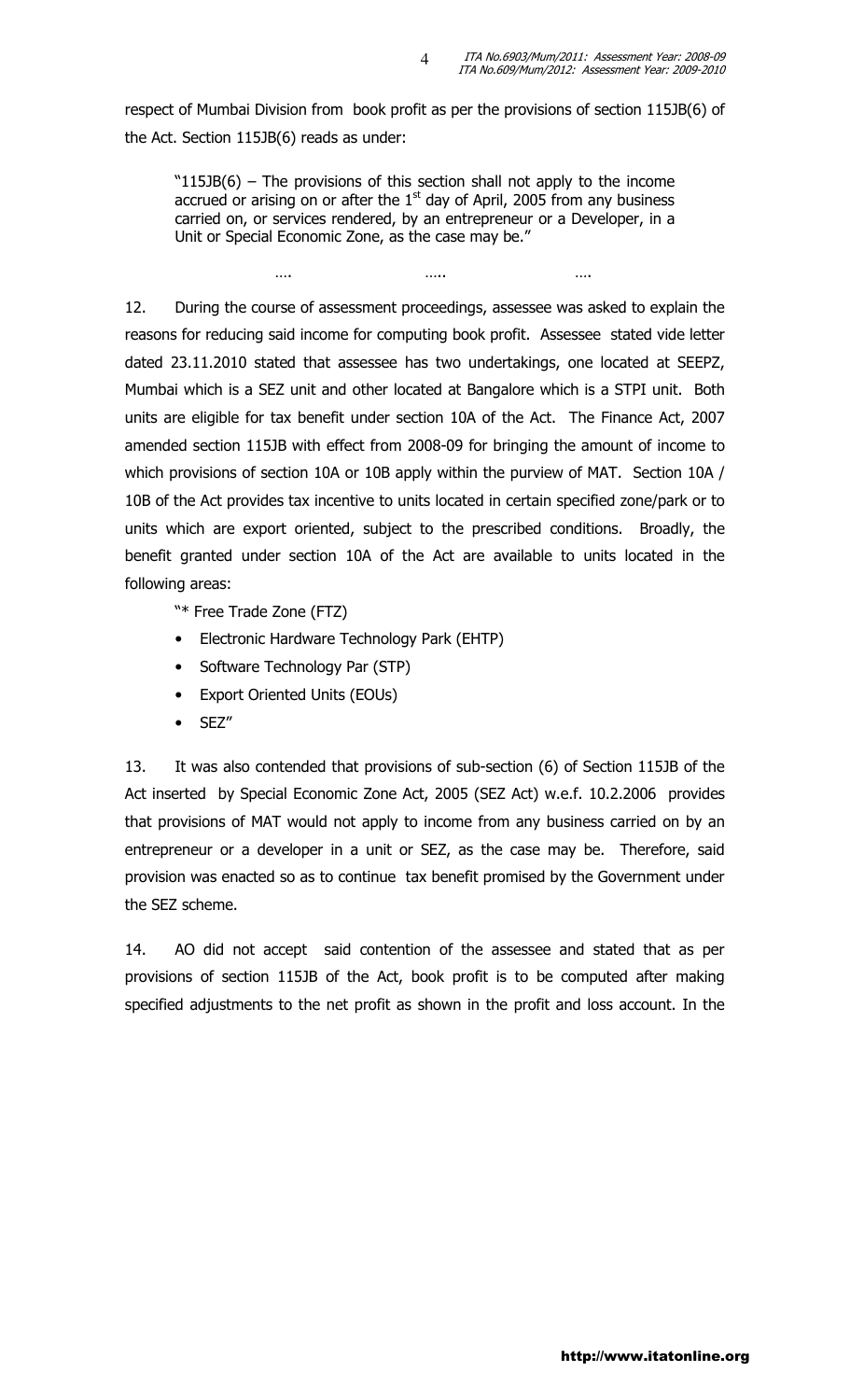respect of Mumbai Division from book profit as per the provisions of section 115JB(6) of the Act. Section 115JB(6) reads as under:

> "115JB(6) – The provisions of this section shall not apply to the income accrued or arising on or after the 1st day of April, 2005 from any business carried on, or services rendered, by an entrepreneur or a Developer, in a Unit or Special Economic Zone, as the case may be."

…. ….. ….

12. During the course of assessment proceedings, assessee was asked to explain the reasons for reducing said income for computing book profit. Assessee stated vide letter dated 23.11.2010 stated that assessee has two undertakings, one located at SEEPZ, Mumbai which is a SEZ unit and other located at Bangalore which is a STPI unit. Both units are eligible for tax benefit under section 10A of the Act. The Finance Act, 2007 amended section 115JB with effect from 2008-09 for bringing the amount of income to which provisions of section 10A or 10B apply within the purview of MAT. Section 10A / 10B of the Act provides tax incentive to units located in certain specified zone/park or to units which are export oriented, subject to the prescribed conditions. Broadly, the benefit granted under section 10A of the Act are available to units located in the following areas:

"* Free Trade Zone (FTZ)

- Electronic Hardware Technology Park (EHTP)
- Software Technology Par (STP)
- Export Oriented Units (EOUs)
- SEZ"

13. It was also contended that provisions of sub-section (6) of Section 115JB of the Act inserted by Special Economic Zone Act, 2005 (SEZ Act) w.e.f. 10.2.2006 provides that provisions of MAT would not apply to income from any business carried on by an entrepreneur or a developer in a unit or SEZ, as the case may be. Therefore, said provision was enacted so as to continue tax benefit promised by the Government under the SEZ scheme.

14. AO did not accept said contention of the assessee and stated that as per provisions of section 115JB of the Act, book profit is to be computed after making specified adjustments to the net profit as shown in the profit and loss account. In the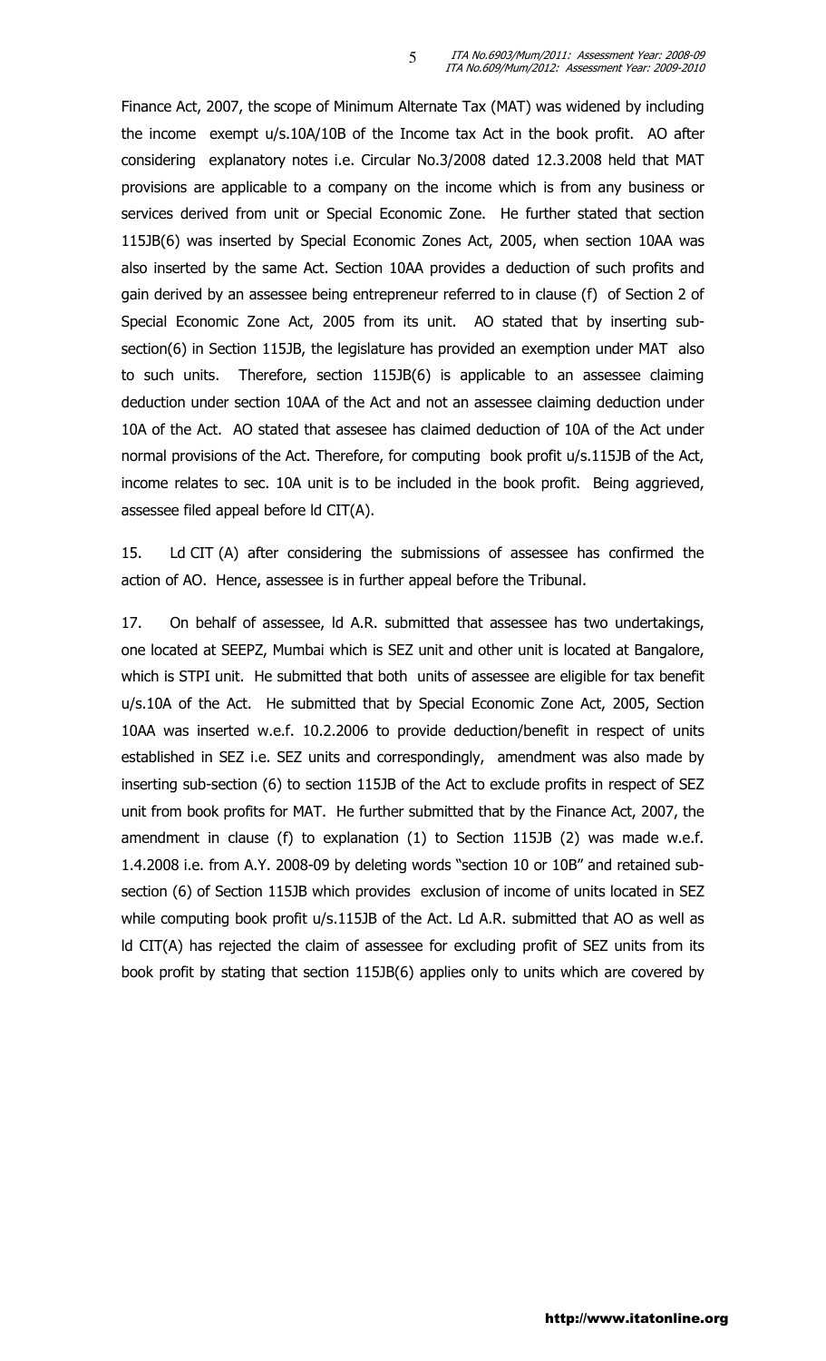Finance Act, 2007, the scope of Minimum Alternate Tax (MAT) was widened by including the income exempt u/s.10A/10B of the Income tax Act in the book profit. AO after considering explanatory notes i.e. Circular No.3/2008 dated 12.3.2008 held that MAT provisions are applicable to a company on the income which is from any business or services derived from unit or Special Economic Zone. He further stated that section 115JB(6) was inserted by Special Economic Zones Act, 2005, when section 10AA was also inserted by the same Act. Section 10AA provides a deduction of such profits and gain derived by an assessee being entrepreneur referred to in clause (f) of Section 2 of Special Economic Zone Act, 2005 from its unit. AO stated that by inserting sub-section(6) in Section 115JB, the legislature has provided an exemption under MAT also to such units. Therefore, section 115JB(6) is applicable to an assessee claiming deduction under section 10AA of the Act and not an assessee claiming deduction under 10A of the Act. AO stated that assesee has claimed deduction of 10A of the Act under normal provisions of the Act. Therefore, for computing book profit u/s.115JB of the Act, income relates to sec. 10A unit is to be included in the book profit. Being aggrieved, assessee filed appeal before ld CIT(A).

15. Ld CIT (A) after considering the submissions of assessee has confirmed the action of AO. Hence, assessee is in further appeal before the Tribunal.

17. On behalf of assessee, ld A.R. submitted that assessee has two undertakings, one located at SEEPZ, Mumbai which is SEZ unit and other unit is located at Bangalore, which is STPI unit. He submitted that both units of assessee are eligible for tax benefit u/s.10A of the Act. He submitted that by Special Economic Zone Act, 2005, Section 10AA was inserted w.e.f. 10.2.2006 to provide deduction/benefit in respect of units established in SEZ i.e. SEZ units and correspondingly, amendment was also made by inserting sub-section (6) to section 115JB of the Act to exclude profits in respect of SEZ unit from book profits for MAT. He further submitted that by the Finance Act, 2007, the amendment in clause (f) to explanation (1) to Section 115JB (2) was made w.e.f. 1.4.2008 i.e. from A.Y. 2008-09 by deleting words "section 10 or 10B" and retained sub-section (6) of Section 115JB which provides exclusion of income of units located in SEZ while computing book profit u/s.115JB of the Act. Ld A.R. submitted that AO as well as ld CIT(A) has rejected the claim of assessee for excluding profit of SEZ units from its book profit by stating that section 115JB(6) applies only to units which are covered by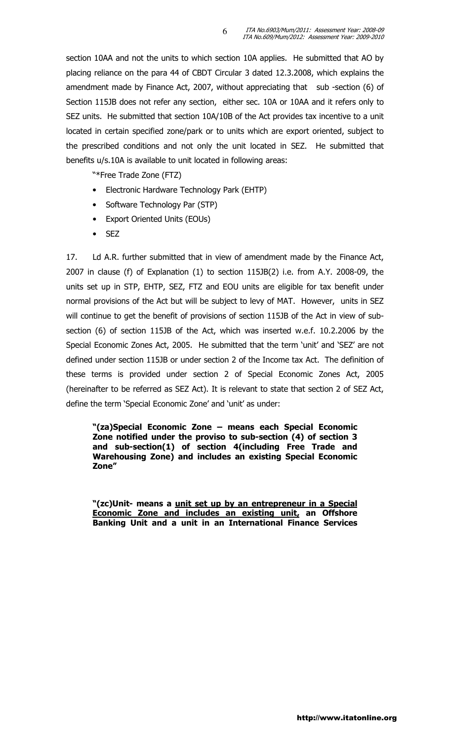section 10AA and not the units to which section 10A applies. He submitted that AO by placing reliance on the para 44 of CBDT Circular 3 dated 12.3.2008, which explains the amendment made by Finance Act, 2007, without appreciating that sub -section (6) of Section 115JB does not refer any section, either sec. 10A or 10AA and it refers only to SEZ units. He submitted that section 10A/10B of the Act provides tax incentive to a unit located in certain specified zone/park or to units which are export oriented, subject to the prescribed conditions and not only the unit located in SEZ. He submitted that benefits u/s.10A is available to unit located in following areas:

"*Free Trade Zone (FTZ)

- Electronic Hardware Technology Park (EHTP)
- Software Technology Par (STP)
- Export Oriented Units (EOUs)
- SEZ

17. Ld A.R. further submitted that in view of amendment made by the Finance Act, 2007 in clause (f) of Explanation (1) to section 115JB(2) i.e. from A.Y. 2008-09, the units set up in STP, EHTP, SEZ, FTZ and EOU units are eligible for tax benefit under normal provisions of the Act but will be subject to levy of MAT. However, units in SEZ will continue to get the benefit of provisions of section 115JB of the Act in view of sub-section (6) of section 115JB of the Act, which was inserted w.e.f. 10.2.2006 by the Special Economic Zones Act, 2005. He submitted that the term 'unit' and 'SEZ' are not defined under section 115JB or under section 2 of the Income tax Act. The definition of these terms is provided under section 2 of Special Economic Zones Act, 2005 (hereinafter to be referred as SEZ Act). It is relevant to state that section 2 of SEZ Act, define the term 'Special Economic Zone' and 'unit' as under:

> **"(za)Special Economic Zone – means each Special Economic Zone notified under the proviso to sub-section (4) of section 3 and sub-section(1) of section 4(including Free Trade and Warehousing Zone) and includes an existing Special Economic Zone"**

> **"(zc)Unit- means a <u>unit set up by an entrepreneur in a Special Economic Zone and includes an existing unit,</u> an Offshore Banking Unit and a unit in an International Finance Services**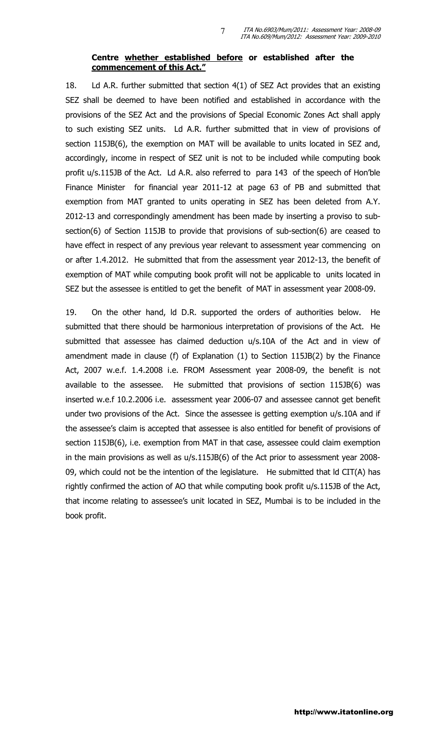**Centre <u>whether established before</u> or established after the <u>commencement of this Act."</u>**

18. Ld A.R. further submitted that section 4(1) of SEZ Act provides that an existing SEZ shall be deemed to have been notified and established in accordance with the provisions of the SEZ Act and the provisions of Special Economic Zones Act shall apply to such existing SEZ units. Ld A.R. further submitted that in view of provisions of section 115JB(6), the exemption on MAT will be available to units located in SEZ and, accordingly, income in respect of SEZ unit is not to be included while computing book profit u/s.115JB of the Act. Ld A.R. also referred to para 143 of the speech of Hon'ble Finance Minister for financial year 2011-12 at page 63 of PB and submitted that exemption from MAT granted to units operating in SEZ has been deleted from A.Y. 2012-13 and correspondingly amendment has been made by inserting a proviso to sub-section(6) of Section 115JB to provide that provisions of sub-section(6) are ceased to have effect in respect of any previous year relevant to assessment year commencing on or after 1.4.2012. He submitted that from the assessment year 2012-13, the benefit of exemption of MAT while computing book profit will not be applicable to units located in SEZ but the assessee is entitled to get the benefit of MAT in assessment year 2008-09.

19. On the other hand, ld D.R. supported the orders of authorities below. He submitted that there should be harmonious interpretation of provisions of the Act. He submitted that assessee has claimed deduction u/s.10A of the Act and in view of amendment made in clause (f) of Explanation (1) to Section 115JB(2) by the Finance Act, 2007 w.e.f. 1.4.2008 i.e. FROM Assessment year 2008-09, the benefit is not available to the assessee. He submitted that provisions of section 115JB(6) was inserted w.e.f 10.2.2006 i.e. assessment year 2006-07 and assessee cannot get benefit under two provisions of the Act. Since the assessee is getting exemption u/s.10A and if the assessee's claim is accepted that assessee is also entitled for benefit of provisions of section 115JB(6), i.e. exemption from MAT in that case, assessee could claim exemption in the main provisions as well as u/s.115JB(6) of the Act prior to assessment year 2008-09, which could not be the intention of the legislature. He submitted that ld CIT(A) has rightly confirmed the action of AO that while computing book profit u/s.115JB of the Act, that income relating to assessee's unit located in SEZ, Mumbai is to be included in the book profit.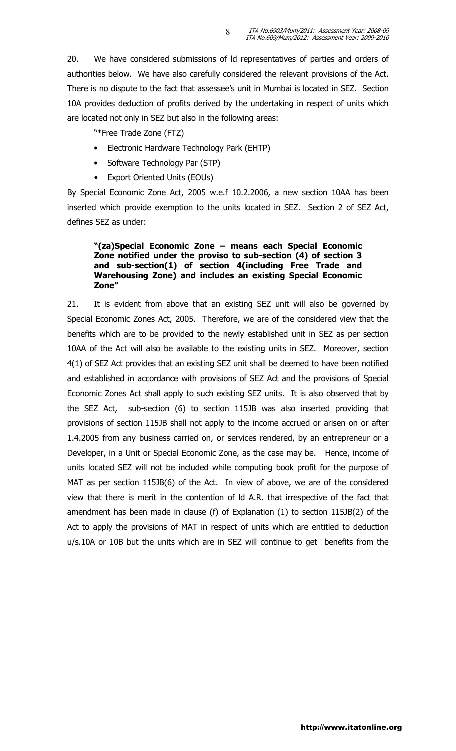20. We have considered submissions of ld representatives of parties and orders of authorities below. We have also carefully considered the relevant provisions of the Act. There is no dispute to the fact that assessee's unit in Mumbai is located in SEZ. Section 10A provides deduction of profits derived by the undertaking in respect of units which are located not only in SEZ but also in the following areas:

"*Free Trade Zone (FTZ)

- Electronic Hardware Technology Park (EHTP)
- Software Technology Par (STP)
- Export Oriented Units (EOUs)

By Special Economic Zone Act, 2005 w.e.f 10.2.2006, a new section 10AA has been inserted which provide exemption to the units located in SEZ. Section 2 of SEZ Act, defines SEZ as under:

> **"(za)Special Economic Zone – means each Special Economic Zone notified under the proviso to sub-section (4) of section 3 and sub-section(1) of section 4(including Free Trade and Warehousing Zone) and includes an existing Special Economic Zone"**

21. It is evident from above that an existing SEZ unit will also be governed by Special Economic Zones Act, 2005. Therefore, we are of the considered view that the benefits which are to be provided to the newly established unit in SEZ as per section 10AA of the Act will also be available to the existing units in SEZ. Moreover, section 4(1) of SEZ Act provides that an existing SEZ unit shall be deemed to have been notified and established in accordance with provisions of SEZ Act and the provisions of Special Economic Zones Act shall apply to such existing SEZ units. It is also observed that by the SEZ Act, sub-section (6) to section 115JB was also inserted providing that provisions of section 115JB shall not apply to the income accrued or arisen on or after 1.4.2005 from any business carried on, or services rendered, by an entrepreneur or a Developer, in a Unit or Special Economic Zone, as the case may be. Hence, income of units located SEZ will not be included while computing book profit for the purpose of MAT as per section 115JB(6) of the Act. In view of above, we are of the considered view that there is merit in the contention of ld A.R. that irrespective of the fact that amendment has been made in clause (f) of Explanation (1) to section 115JB(2) of the Act to apply the provisions of MAT in respect of units which are entitled to deduction u/s.10A or 10B but the units which are in SEZ will continue to get benefits from the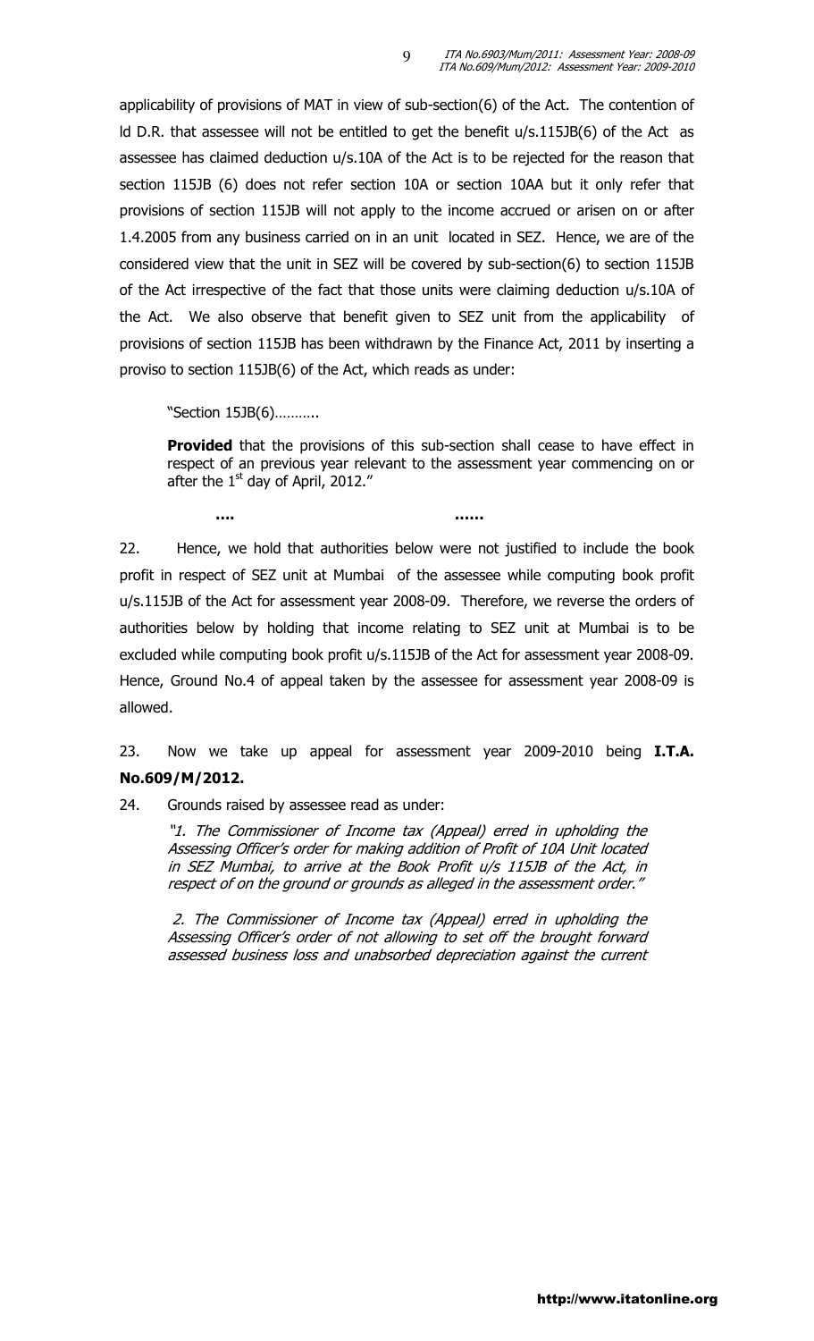applicability of provisions of MAT in view of sub-section(6) of the Act. The contention of ld D.R. that assessee will not be entitled to get the benefit u/s.115JB(6) of the Act as assessee has claimed deduction u/s.10A of the Act is to be rejected for the reason that section 115JB (6) does not refer section 10A or section 10AA but it only refer that provisions of section 115JB will not apply to the income accrued or arisen on or after 1.4.2005 from any business carried on in an unit located in SEZ. Hence, we are of the considered view that the unit in SEZ will be covered by sub-section(6) to section 115JB of the Act irrespective of the fact that those units were claiming deduction u/s.10A of the Act. We also observe that benefit given to SEZ unit from the applicability of provisions of section 115JB has been withdrawn by the Finance Act, 2011 by inserting a proviso to section 115JB(6) of the Act, which reads as under:

> "Section 15JB(6)………..
>
> **Provided** that the provisions of this sub-section shall cease to have effect in respect of an previous year relevant to the assessment year commencing on or after the 1st day of April, 2012."

**....** **......**

22. Hence, we hold that authorities below were not justified to include the book profit in respect of SEZ unit at Mumbai of the assessee while computing book profit u/s.115JB of the Act for assessment year 2008-09. Therefore, we reverse the orders of authorities below by holding that income relating to SEZ unit at Mumbai is to be excluded while computing book profit u/s.115JB of the Act for assessment year 2008-09. Hence, Ground No.4 of appeal taken by the assessee for assessment year 2008-09 is allowed.

23. Now we take up appeal for assessment year 2009-2010 being **I.T.A. No.609/M/2012.**

24. Grounds raised by assessee read as under:

> *"1. The Commissioner of Income tax (Appeal) erred in upholding the Assessing Officer's order for making addition of Profit of 10A Unit located in SEZ Mumbai, to arrive at the Book Profit u/s 115JB of the Act, in respect of on the ground or grounds as alleged in the assessment order."*
>
> *2. The Commissioner of Income tax (Appeal) erred in upholding the Assessing Officer's order of not allowing to set off the brought forward assessed business loss and unabsorbed depreciation against the current*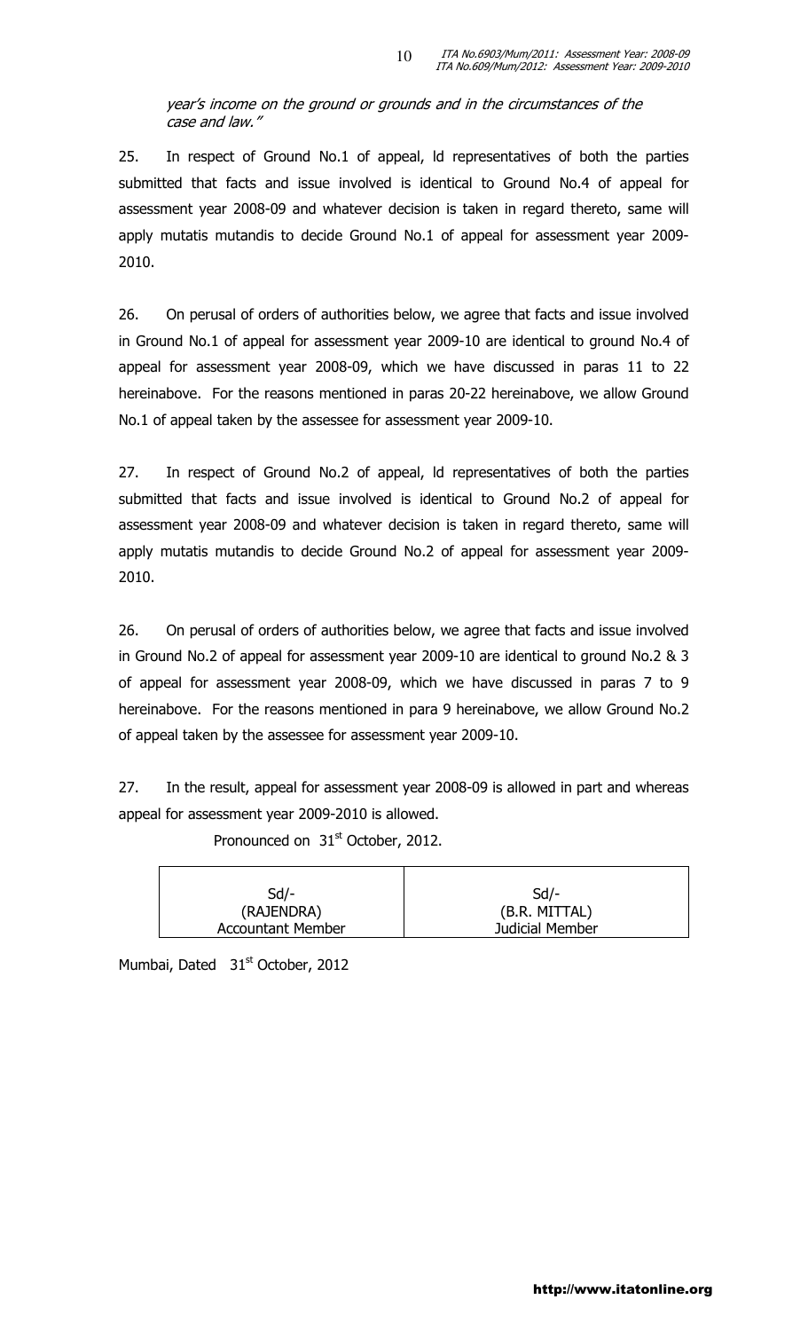*year's income on the ground or grounds and in the circumstances of the case and law."*

25. In respect of Ground No.1 of appeal, ld representatives of both the parties submitted that facts and issue involved is identical to Ground No.4 of appeal for assessment year 2008-09 and whatever decision is taken in regard thereto, same will apply mutatis mutandis to decide Ground No.1 of appeal for assessment year 2009-2010.

26. On perusal of orders of authorities below, we agree that facts and issue involved in Ground No.1 of appeal for assessment year 2009-10 are identical to ground No.4 of appeal for assessment year 2008-09, which we have discussed in paras 11 to 22 hereinabove. For the reasons mentioned in paras 20-22 hereinabove, we allow Ground No.1 of appeal taken by the assessee for assessment year 2009-10.

27. In respect of Ground No.2 of appeal, ld representatives of both the parties submitted that facts and issue involved is identical to Ground No.2 of appeal for assessment year 2008-09 and whatever decision is taken in regard thereto, same will apply mutatis mutandis to decide Ground No.2 of appeal for assessment year 2009-2010.

26. On perusal of orders of authorities below, we agree that facts and issue involved in Ground No.2 of appeal for assessment year 2009-10 are identical to ground No.2 & 3 of appeal for assessment year 2008-09, which we have discussed in paras 7 to 9 hereinabove. For the reasons mentioned in para 9 hereinabove, we allow Ground No.2 of appeal taken by the assessee for assessment year 2009-10.

27. In the result, appeal for assessment year 2008-09 is allowed in part and whereas appeal for assessment year 2009-2010 is allowed.

Pronounced on 31st October, 2012.

| Sd/- (RAJENDRA) Accountant Member | Sd/- (B.R. MITTAL) Judicial Member |
|---|---|

Mumbai, Dated 31st October, 2012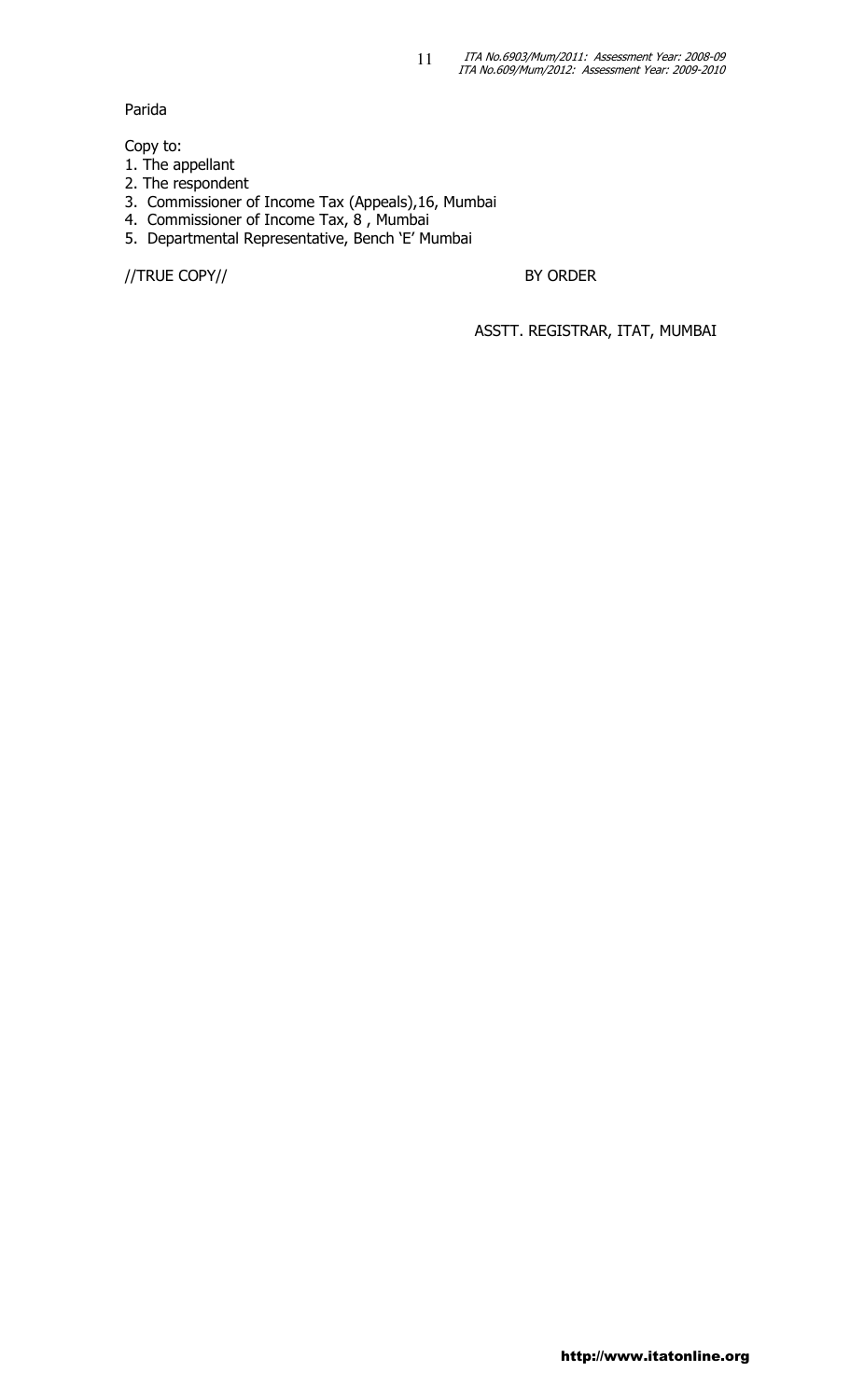Parida

Copy to:
1. The appellant
2. The respondent
3. Commissioner of Income Tax (Appeals),16, Mumbai
4. Commissioner of Income Tax, 8 , Mumbai
5. Departmental Representative, Bench 'E' Mumbai

//TRUE COPY// BY ORDER

ASSTT. REGISTRAR, ITAT, MUMBAI